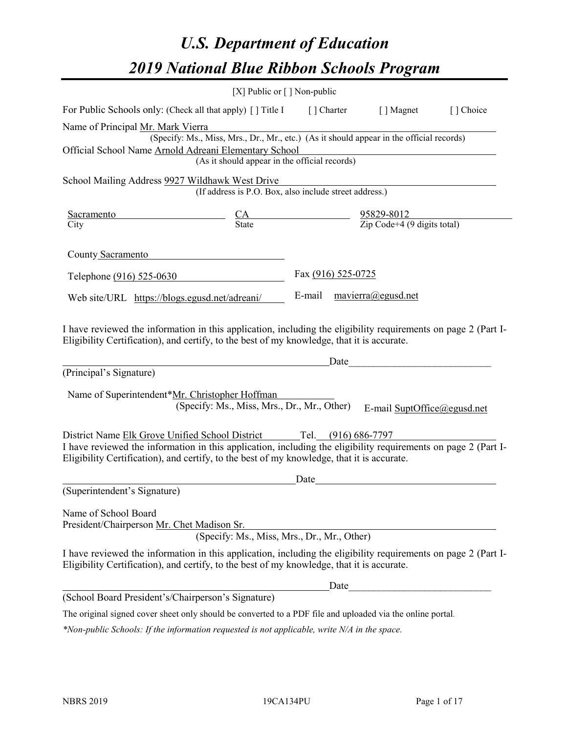# U.S. Department of Education

# 2019 National Blue Ribbon Schools Program

[X] Public or [ ] Non-public

For Public Schools only: (Check all that apply) [ ] Title I [ ] Charter [ ] Magnet [ ] Choice

Name of Principal Mr. Mark Vierra

(Specify: Ms., Miss, Mrs., Dr., Mr., etc.) (As it should appear in the official records)

Official School Name Arnold Adreani Elementary School

(As it should appear in the official records)

School Mailing Address 9927 Wildhawk West Drive

(If address is P.O. Box, also include street address.)

| Sacramento | CA | 95829-8012 |
|---|---|---|
| City | State | Zip Code+4 (9 digits total) |

County Sacramento

Telephone (916) 525-0630 Fax (916) 525-0725

Web site/URL https://blogs.egusd.net/adreani/ E-mail mavierra@egusd.net

I have reviewed the information in this application, including the eligibility requirements on page 2 (Part I-Eligibility Certification), and certify, to the best of my knowledge, that it is accurate.

_________________________________________ Date_________________________

(Principal's Signature)

Name of Superintendent*Mr. Christopher Hoffman

(Specify: Ms., Miss, Mrs., Dr., Mr., Other) E-mail SuptOffice@egusd.net

District Name Elk Grove Unified School District Tel. (916) 686-7797

I have reviewed the information in this application, including the eligibility requirements on page 2 (Part I-Eligibility Certification), and certify, to the best of my knowledge, that it is accurate.

_________________________________________ Date_________________________

(Superintendent's Signature)

Name of School Board
President/Chairperson Mr. Chet Madison Sr.

(Specify: Ms., Miss, Mrs., Dr., Mr., Other)

I have reviewed the information in this application, including the eligibility requirements on page 2 (Part I-Eligibility Certification), and certify, to the best of my knowledge, that it is accurate.

_________________________________________ Date_________________________

(School Board President's/Chairperson's Signature)

The original signed cover sheet only should be converted to a PDF file and uploaded via the online portal.

*\*Non-public Schools: If the information requested is not applicable, write N/A in the space.*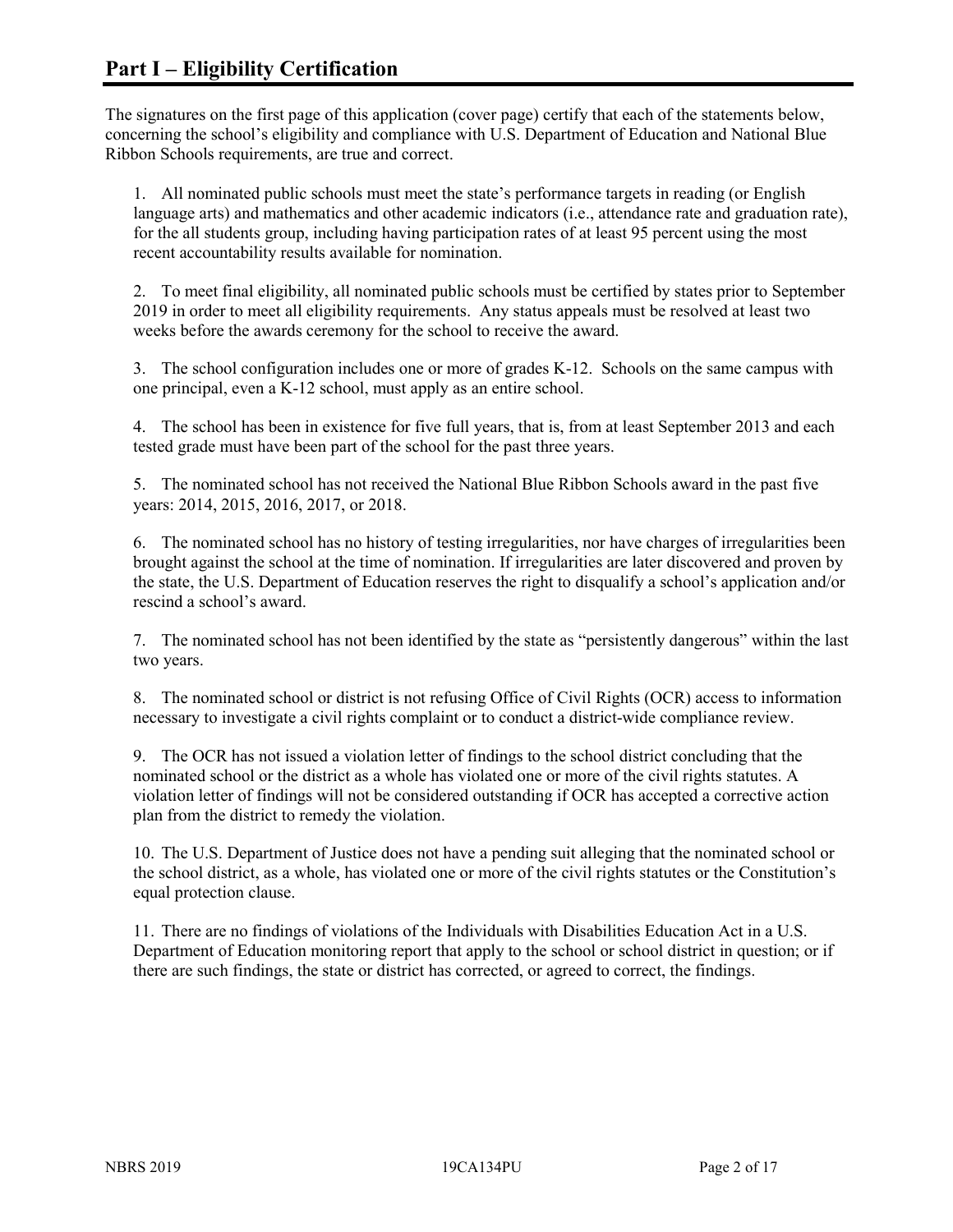# Part I – Eligibility Certification

The signatures on the first page of this application (cover page) certify that each of the statements below, concerning the school's eligibility and compliance with U.S. Department of Education and National Blue Ribbon Schools requirements, are true and correct.

1. All nominated public schools must meet the state's performance targets in reading (or English language arts) and mathematics and other academic indicators (i.e., attendance rate and graduation rate), for the all students group, including having participation rates of at least 95 percent using the most recent accountability results available for nomination.

2. To meet final eligibility, all nominated public schools must be certified by states prior to September 2019 in order to meet all eligibility requirements. Any status appeals must be resolved at least two weeks before the awards ceremony for the school to receive the award.

3. The school configuration includes one or more of grades K-12. Schools on the same campus with one principal, even a K-12 school, must apply as an entire school.

4. The school has been in existence for five full years, that is, from at least September 2013 and each tested grade must have been part of the school for the past three years.

5. The nominated school has not received the National Blue Ribbon Schools award in the past five years: 2014, 2015, 2016, 2017, or 2018.

6. The nominated school has no history of testing irregularities, nor have charges of irregularities been brought against the school at the time of nomination. If irregularities are later discovered and proven by the state, the U.S. Department of Education reserves the right to disqualify a school's application and/or rescind a school's award.

7. The nominated school has not been identified by the state as "persistently dangerous" within the last two years.

8. The nominated school or district is not refusing Office of Civil Rights (OCR) access to information necessary to investigate a civil rights complaint or to conduct a district-wide compliance review.

9. The OCR has not issued a violation letter of findings to the school district concluding that the nominated school or the district as a whole has violated one or more of the civil rights statutes. A violation letter of findings will not be considered outstanding if OCR has accepted a corrective action plan from the district to remedy the violation.

10. The U.S. Department of Justice does not have a pending suit alleging that the nominated school or the school district, as a whole, has violated one or more of the civil rights statutes or the Constitution's equal protection clause.

11. There are no findings of violations of the Individuals with Disabilities Education Act in a U.S. Department of Education monitoring report that apply to the school or school district in question; or if there are such findings, the state or district has corrected, or agreed to correct, the findings.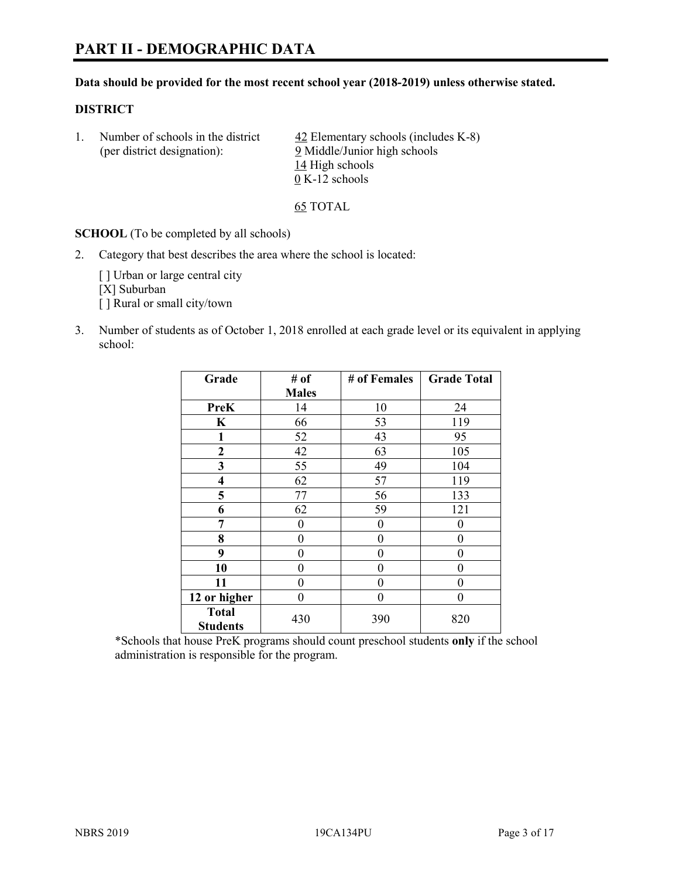# PART II - DEMOGRAPHIC DATA

**Data should be provided for the most recent school year (2018-2019) unless otherwise stated.**

**DISTRICT**

1. Number of schools in the district (per district designation):
   42 Elementary schools (includes K-8)
   9 Middle/Junior high schools
   14 High schools
   0 K-12 schools

   65 TOTAL

**SCHOOL** (To be completed by all schools)

2. Category that best describes the area where the school is located:

   [ ] Urban or large central city
   [X] Suburban
   [ ] Rural or small city/town

3. Number of students as of October 1, 2018 enrolled at each grade level or its equivalent in applying school:

| Grade | # of Males | # of Females | Grade Total |
|---|---|---|---|
| **PreK** | 14 | 10 | 24 |
| **K** | 66 | 53 | 119 |
| **1** | 52 | 43 | 95 |
| **2** | 42 | 63 | 105 |
| **3** | 55 | 49 | 104 |
| **4** | 62 | 57 | 119 |
| **5** | 77 | 56 | 133 |
| **6** | 62 | 59 | 121 |
| **7** | 0 | 0 | 0 |
| **8** | 0 | 0 | 0 |
| **9** | 0 | 0 | 0 |
| **10** | 0 | 0 | 0 |
| **11** | 0 | 0 | 0 |
| **12 or higher** | 0 | 0 | 0 |
| **Total Students** | 430 | 390 | 820 |

*Schools that house PreK programs should count preschool students **only** if the school administration is responsible for the program.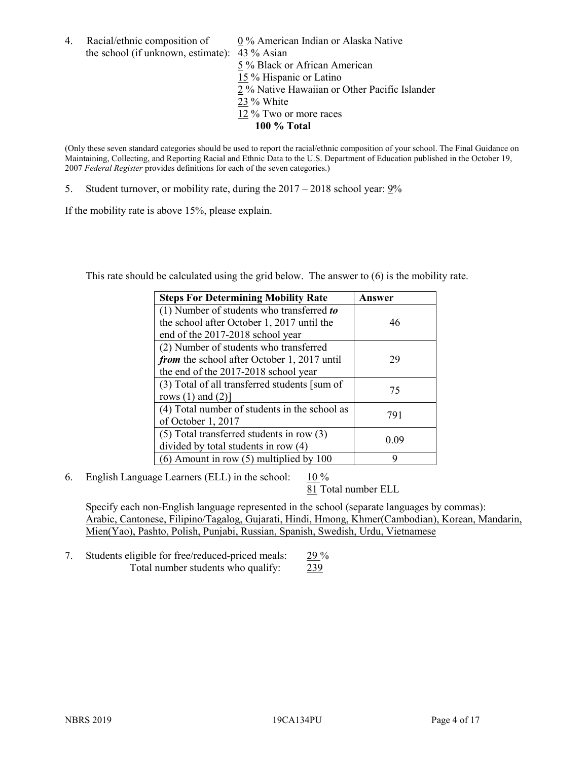4. Racial/ethnic composition of the school (if unknown, estimate):

   0 % American Indian or Alaska Native
   43 % Asian
   5 % Black or African American
   15 % Hispanic or Latino
   2 % Native Hawaiian or Other Pacific Islander
   23 % White
   12 % Two or more races
   **100 % Total**

(Only these seven standard categories should be used to report the racial/ethnic composition of your school. The Final Guidance on Maintaining, Collecting, and Reporting Racial and Ethnic Data to the U.S. Department of Education published in the October 19, 2007 *Federal Register* provides definitions for each of the seven categories.)

5. Student turnover, or mobility rate, during the 2017 – 2018 school year: 9%

If the mobility rate is above 15%, please explain.

This rate should be calculated using the grid below. The answer to (6) is the mobility rate.

| **Steps For Determining Mobility Rate** | **Answer** |
|---|---|
| (1) Number of students who transferred ***to*** the school after October 1, 2017 until the end of the 2017-2018 school year | 46 |
| (2) Number of students who transferred ***from*** the school after October 1, 2017 until the end of the 2017-2018 school year | 29 |
| (3) Total of all transferred students [sum of rows (1) and (2)] | 75 |
| (4) Total number of students in the school as of October 1, 2017 | 791 |
| (5) Total transferred students in row (3) divided by total students in row (4) | 0.09 |
| (6) Amount in row (5) multiplied by 100 | 9 |

6. English Language Learners (ELL) in the school: 10 %
   81 Total number ELL

   Specify each non-English language represented in the school (separate languages by commas):
   Arabic, Cantonese, Filipino/Tagalog, Gujarati, Hindi, Hmong, Khmer(Cambodian), Korean, Mandarin, Mien(Yao), Pashto, Polish, Punjabi, Russian, Spanish, Swedish, Urdu, Vietnamese

7. Students eligible for free/reduced-priced meals: 29 %
   Total number students who qualify: 239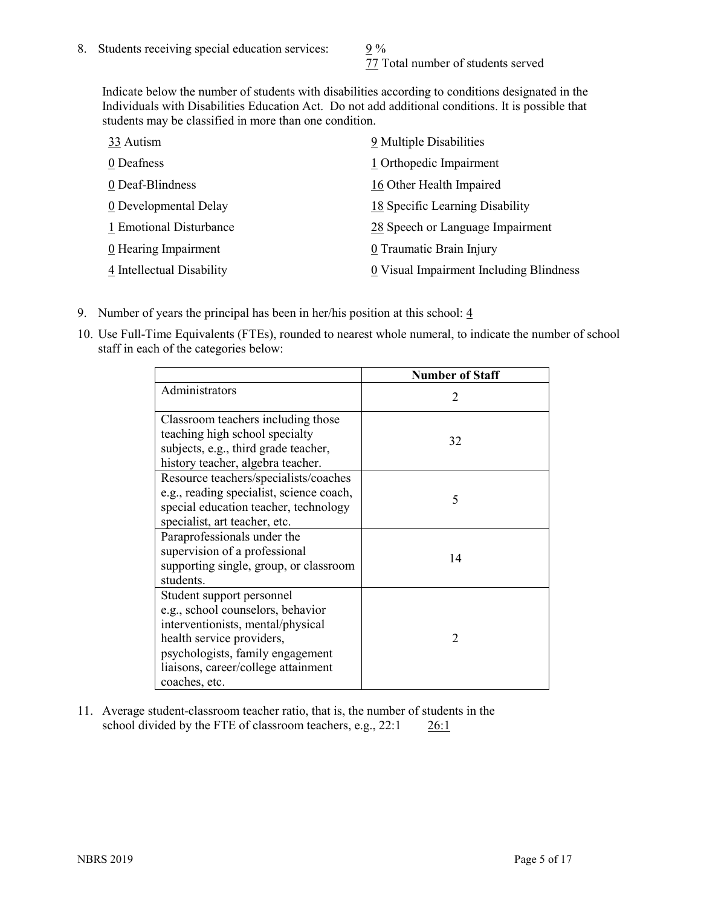8. Students receiving special education services: 9 %
   77 Total number of students served

   Indicate below the number of students with disabilities according to conditions designated in the Individuals with Disabilities Education Act. Do not add additional conditions. It is possible that students may be classified in more than one condition.

   33 Autism
   0 Deafness
   0 Deaf-Blindness
   0 Developmental Delay
   1 Emotional Disturbance
   0 Hearing Impairment
   4 Intellectual Disability
   9 Multiple Disabilities
   1 Orthopedic Impairment
   16 Other Health Impaired
   18 Specific Learning Disability
   28 Speech or Language Impairment
   0 Traumatic Brain Injury
   0 Visual Impairment Including Blindness

9. Number of years the principal has been in her/his position at this school: 4

10. Use Full-Time Equivalents (FTEs), rounded to nearest whole numeral, to indicate the number of school staff in each of the categories below:

| | Number of Staff |
|---|---|
| Administrators | 2 |
| Classroom teachers including those teaching high school specialty subjects, e.g., third grade teacher, history teacher, algebra teacher. | 32 |
| Resource teachers/specialists/coaches e.g., reading specialist, science coach, special education teacher, technology specialist, art teacher, etc. | 5 |
| Paraprofessionals under the supervision of a professional supporting single, group, or classroom students. | 14 |
| Student support personnel e.g., school counselors, behavior interventionists, mental/physical health service providers, psychologists, family engagement liaisons, career/college attainment coaches, etc. | 2 |

11. Average student-classroom teacher ratio, that is, the number of students in the school divided by the FTE of classroom teachers, e.g., 22:1 26:1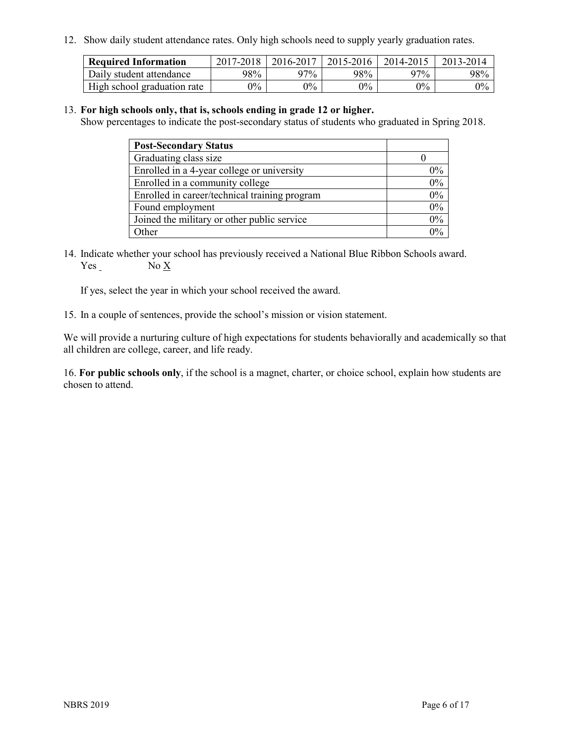12. Show daily student attendance rates. Only high schools need to supply yearly graduation rates.

| Required Information | 2017-2018 | 2016-2017 | 2015-2016 | 2014-2015 | 2013-2014 |
|---|---|---|---|---|---|
| Daily student attendance | 98% | 97% | 98% | 97% | 98% |
| High school graduation rate | 0% | 0% | 0% | 0% | 0% |

13. **For high schools only, that is, schools ending in grade 12 or higher.**
Show percentages to indicate the post-secondary status of students who graduated in Spring 2018.

| Post-Secondary Status | |
|---|---|
| Graduating class size | 0 |
| Enrolled in a 4-year college or university | 0% |
| Enrolled in a community college | 0% |
| Enrolled in career/technical training program | 0% |
| Found employment | 0% |
| Joined the military or other public service | 0% |
| Other | 0% |

14. Indicate whether your school has previously received a National Blue Ribbon Schools award.
Yes ___ No X

If yes, select the year in which your school received the award.

15. In a couple of sentences, provide the school's mission or vision statement.

We will provide a nurturing culture of high expectations for students behaviorally and academically so that all children are college, career, and life ready.

16. **For public schools only**, if the school is a magnet, charter, or choice school, explain how students are chosen to attend.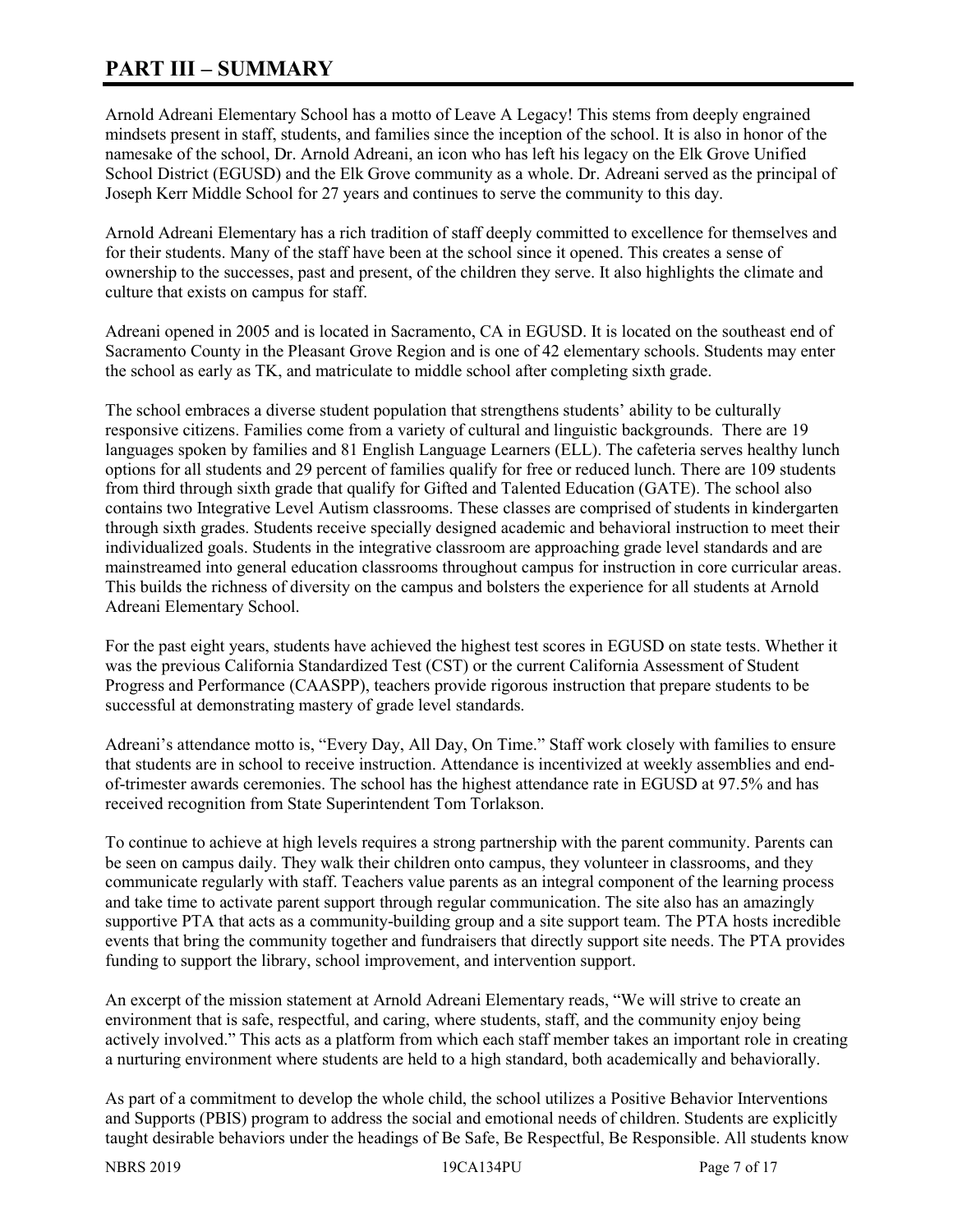# PART III – SUMMARY

Arnold Adreani Elementary School has a motto of Leave A Legacy! This stems from deeply engrained mindsets present in staff, students, and families since the inception of the school. It is also in honor of the namesake of the school, Dr. Arnold Adreani, an icon who has left his legacy on the Elk Grove Unified School District (EGUSD) and the Elk Grove community as a whole. Dr. Adreani served as the principal of Joseph Kerr Middle School for 27 years and continues to serve the community to this day.

Arnold Adreani Elementary has a rich tradition of staff deeply committed to excellence for themselves and for their students. Many of the staff have been at the school since it opened. This creates a sense of ownership to the successes, past and present, of the children they serve. It also highlights the climate and culture that exists on campus for staff.

Adreani opened in 2005 and is located in Sacramento, CA in EGUSD. It is located on the southeast end of Sacramento County in the Pleasant Grove Region and is one of 42 elementary schools. Students may enter the school as early as TK, and matriculate to middle school after completing sixth grade.

The school embraces a diverse student population that strengthens students' ability to be culturally responsive citizens. Families come from a variety of cultural and linguistic backgrounds. There are 19 languages spoken by families and 81 English Language Learners (ELL). The cafeteria serves healthy lunch options for all students and 29 percent of families qualify for free or reduced lunch. There are 109 students from third through sixth grade that qualify for Gifted and Talented Education (GATE). The school also contains two Integrative Level Autism classrooms. These classes are comprised of students in kindergarten through sixth grades. Students receive specially designed academic and behavioral instruction to meet their individualized goals. Students in the integrative classroom are approaching grade level standards and are mainstreamed into general education classrooms throughout campus for instruction in core curricular areas. This builds the richness of diversity on the campus and bolsters the experience for all students at Arnold Adreani Elementary School.

For the past eight years, students have achieved the highest test scores in EGUSD on state tests. Whether it was the previous California Standardized Test (CST) or the current California Assessment of Student Progress and Performance (CAASPP), teachers provide rigorous instruction that prepare students to be successful at demonstrating mastery of grade level standards.

Adreani's attendance motto is, "Every Day, All Day, On Time." Staff work closely with families to ensure that students are in school to receive instruction. Attendance is incentivized at weekly assemblies and end-of-trimester awards ceremonies. The school has the highest attendance rate in EGUSD at 97.5% and has received recognition from State Superintendent Tom Torlakson.

To continue to achieve at high levels requires a strong partnership with the parent community. Parents can be seen on campus daily. They walk their children onto campus, they volunteer in classrooms, and they communicate regularly with staff. Teachers value parents as an integral component of the learning process and take time to activate parent support through regular communication. The site also has an amazingly supportive PTA that acts as a community-building group and a site support team. The PTA hosts incredible events that bring the community together and fundraisers that directly support site needs. The PTA provides funding to support the library, school improvement, and intervention support.

An excerpt of the mission statement at Arnold Adreani Elementary reads, "We will strive to create an environment that is safe, respectful, and caring, where students, staff, and the community enjoy being actively involved." This acts as a platform from which each staff member takes an important role in creating a nurturing environment where students are held to a high standard, both academically and behaviorally.

As part of a commitment to develop the whole child, the school utilizes a Positive Behavior Interventions and Supports (PBIS) program to address the social and emotional needs of children. Students are explicitly taught desirable behaviors under the headings of Be Safe, Be Respectful, Be Responsible. All students know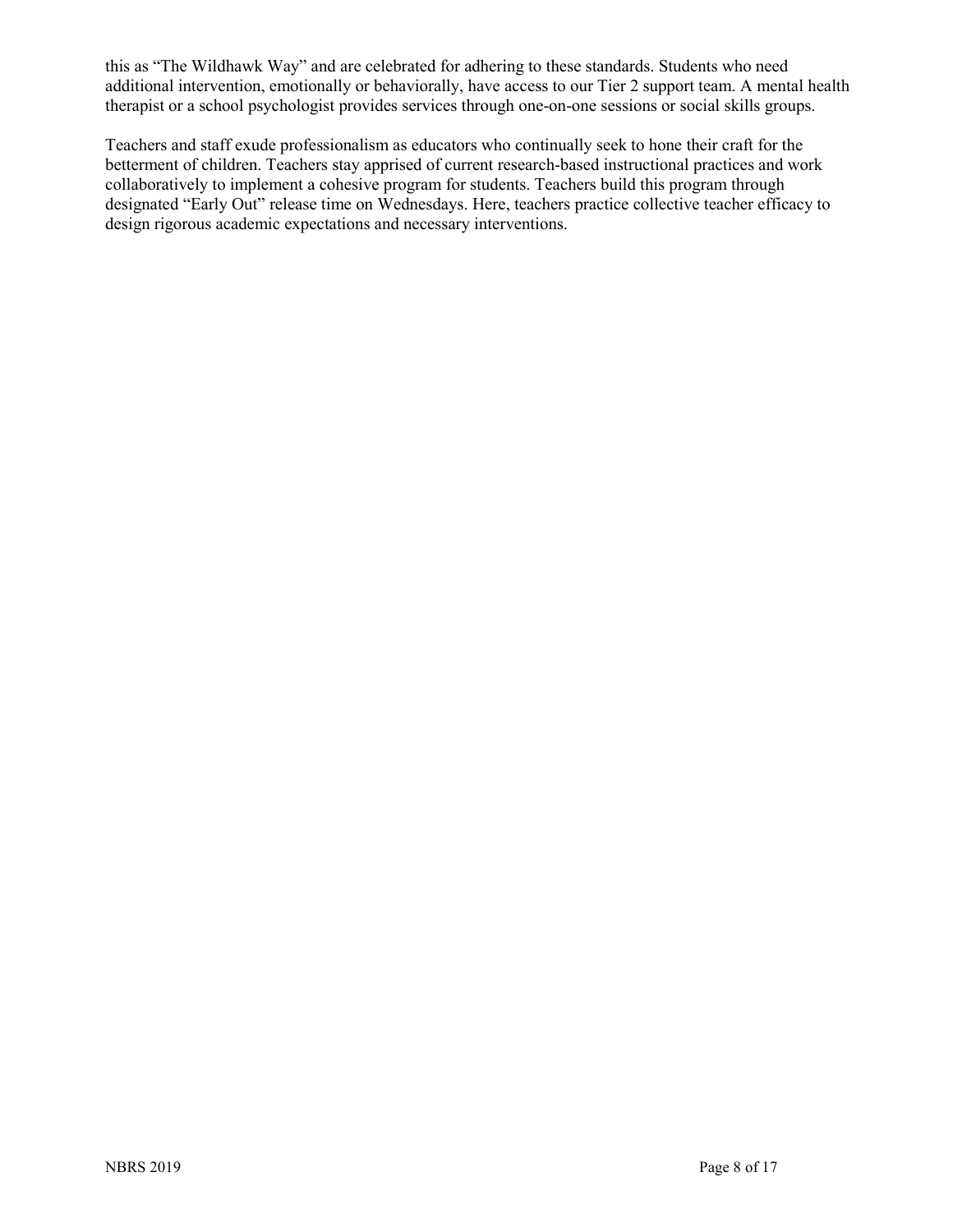this as "The Wildhawk Way" and are celebrated for adhering to these standards. Students who need additional intervention, emotionally or behaviorally, have access to our Tier 2 support team. A mental health therapist or a school psychologist provides services through one-on-one sessions or social skills groups.

Teachers and staff exude professionalism as educators who continually seek to hone their craft for the betterment of children. Teachers stay apprised of current research-based instructional practices and work collaboratively to implement a cohesive program for students. Teachers build this program through designated "Early Out" release time on Wednesdays. Here, teachers practice collective teacher efficacy to design rigorous academic expectations and necessary interventions.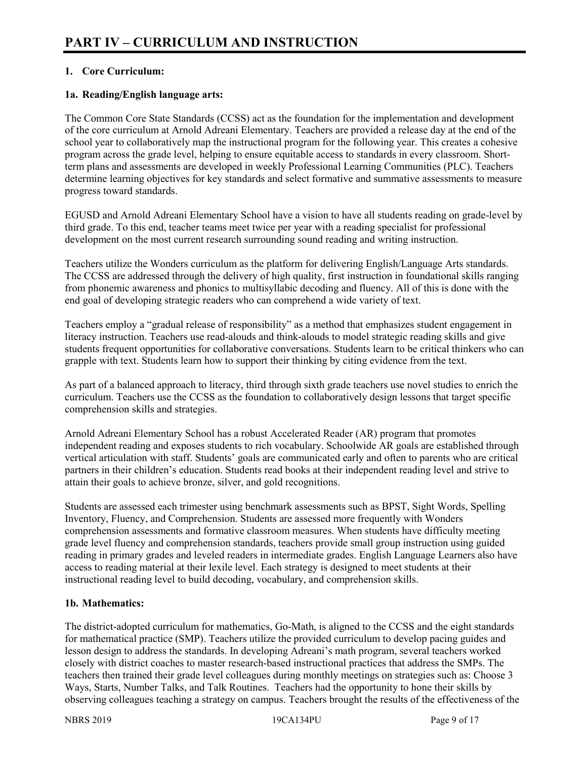# PART IV – CURRICULUM AND INSTRUCTION

**1. Core Curriculum:**

**1a. Reading/English language arts:**

The Common Core State Standards (CCSS) act as the foundation for the implementation and development of the core curriculum at Arnold Adreani Elementary. Teachers are provided a release day at the end of the school year to collaboratively map the instructional program for the following year. This creates a cohesive program across the grade level, helping to ensure equitable access to standards in every classroom. Short-term plans and assessments are developed in weekly Professional Learning Communities (PLC). Teachers determine learning objectives for key standards and select formative and summative assessments to measure progress toward standards.

EGUSD and Arnold Adreani Elementary School have a vision to have all students reading on grade-level by third grade. To this end, teacher teams meet twice per year with a reading specialist for professional development on the most current research surrounding sound reading and writing instruction.

Teachers utilize the Wonders curriculum as the platform for delivering English/Language Arts standards. The CCSS are addressed through the delivery of high quality, first instruction in foundational skills ranging from phonemic awareness and phonics to multisyllabic decoding and fluency. All of this is done with the end goal of developing strategic readers who can comprehend a wide variety of text.

Teachers employ a "gradual release of responsibility" as a method that emphasizes student engagement in literacy instruction. Teachers use read-alouds and think-alouds to model strategic reading skills and give students frequent opportunities for collaborative conversations. Students learn to be critical thinkers who can grapple with text. Students learn how to support their thinking by citing evidence from the text.

As part of a balanced approach to literacy, third through sixth grade teachers use novel studies to enrich the curriculum. Teachers use the CCSS as the foundation to collaboratively design lessons that target specific comprehension skills and strategies.

Arnold Adreani Elementary School has a robust Accelerated Reader (AR) program that promotes independent reading and exposes students to rich vocabulary. Schoolwide AR goals are established through vertical articulation with staff. Students' goals are communicated early and often to parents who are critical partners in their children's education. Students read books at their independent reading level and strive to attain their goals to achieve bronze, silver, and gold recognitions.

Students are assessed each trimester using benchmark assessments such as BPST, Sight Words, Spelling Inventory, Fluency, and Comprehension. Students are assessed more frequently with Wonders comprehension assessments and formative classroom measures. When students have difficulty meeting grade level fluency and comprehension standards, teachers provide small group instruction using guided reading in primary grades and leveled readers in intermediate grades. English Language Learners also have access to reading material at their lexile level. Each strategy is designed to meet students at their instructional reading level to build decoding, vocabulary, and comprehension skills.

**1b. Mathematics:**

The district-adopted curriculum for mathematics, Go-Math, is aligned to the CCSS and the eight standards for mathematical practice (SMP). Teachers utilize the provided curriculum to develop pacing guides and lesson design to address the standards. In developing Adreani's math program, several teachers worked closely with district coaches to master research-based instructional practices that address the SMPs. The teachers then trained their grade level colleagues during monthly meetings on strategies such as: Choose 3 Ways, Starts, Number Talks, and Talk Routines. Teachers had the opportunity to hone their skills by observing colleagues teaching a strategy on campus. Teachers brought the results of the effectiveness of the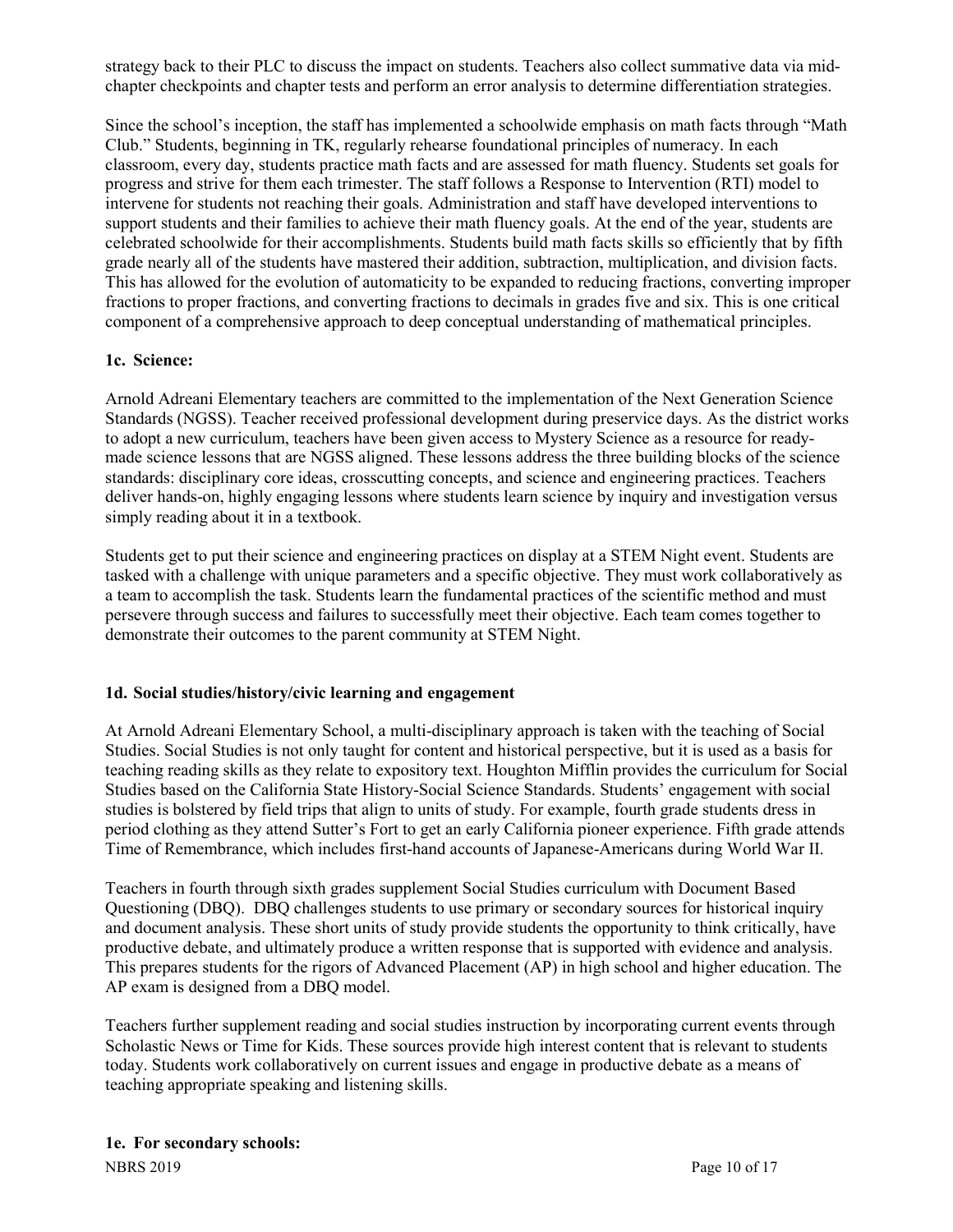strategy back to their PLC to discuss the impact on students. Teachers also collect summative data via mid-chapter checkpoints and chapter tests and perform an error analysis to determine differentiation strategies.

Since the school's inception, the staff has implemented a schoolwide emphasis on math facts through "Math Club." Students, beginning in TK, regularly rehearse foundational principles of numeracy. In each classroom, every day, students practice math facts and are assessed for math fluency. Students set goals for progress and strive for them each trimester. The staff follows a Response to Intervention (RTI) model to intervene for students not reaching their goals. Administration and staff have developed interventions to support students and their families to achieve their math fluency goals. At the end of the year, students are celebrated schoolwide for their accomplishments. Students build math facts skills so efficiently that by fifth grade nearly all of the students have mastered their addition, subtraction, multiplication, and division facts. This has allowed for the evolution of automaticity to be expanded to reducing fractions, converting improper fractions to proper fractions, and converting fractions to decimals in grades five and six. This is one critical component of a comprehensive approach to deep conceptual understanding of mathematical principles.

### 1c. Science:

Arnold Adreani Elementary teachers are committed to the implementation of the Next Generation Science Standards (NGSS). Teacher received professional development during preservice days. As the district works to adopt a new curriculum, teachers have been given access to Mystery Science as a resource for ready-made science lessons that are NGSS aligned. These lessons address the three building blocks of the science standards: disciplinary core ideas, crosscutting concepts, and science and engineering practices. Teachers deliver hands-on, highly engaging lessons where students learn science by inquiry and investigation versus simply reading about it in a textbook.

Students get to put their science and engineering practices on display at a STEM Night event. Students are tasked with a challenge with unique parameters and a specific objective. They must work collaboratively as a team to accomplish the task. Students learn the fundamental practices of the scientific method and must persevere through success and failures to successfully meet their objective. Each team comes together to demonstrate their outcomes to the parent community at STEM Night.

### 1d. Social studies/history/civic learning and engagement

At Arnold Adreani Elementary School, a multi-disciplinary approach is taken with the teaching of Social Studies. Social Studies is not only taught for content and historical perspective, but it is used as a basis for teaching reading skills as they relate to expository text. Houghton Mifflin provides the curriculum for Social Studies based on the California State History-Social Science Standards. Students' engagement with social studies is bolstered by field trips that align to units of study. For example, fourth grade students dress in period clothing as they attend Sutter's Fort to get an early California pioneer experience. Fifth grade attends Time of Remembrance, which includes first-hand accounts of Japanese-Americans during World War II.

Teachers in fourth through sixth grades supplement Social Studies curriculum with Document Based Questioning (DBQ). DBQ challenges students to use primary or secondary sources for historical inquiry and document analysis. These short units of study provide students the opportunity to think critically, have productive debate, and ultimately produce a written response that is supported with evidence and analysis. This prepares students for the rigors of Advanced Placement (AP) in high school and higher education. The AP exam is designed from a DBQ model.

Teachers further supplement reading and social studies instruction by incorporating current events through Scholastic News or Time for Kids. These sources provide high interest content that is relevant to students today. Students work collaboratively on current issues and engage in productive debate as a means of teaching appropriate speaking and listening skills.

### 1e. For secondary schools: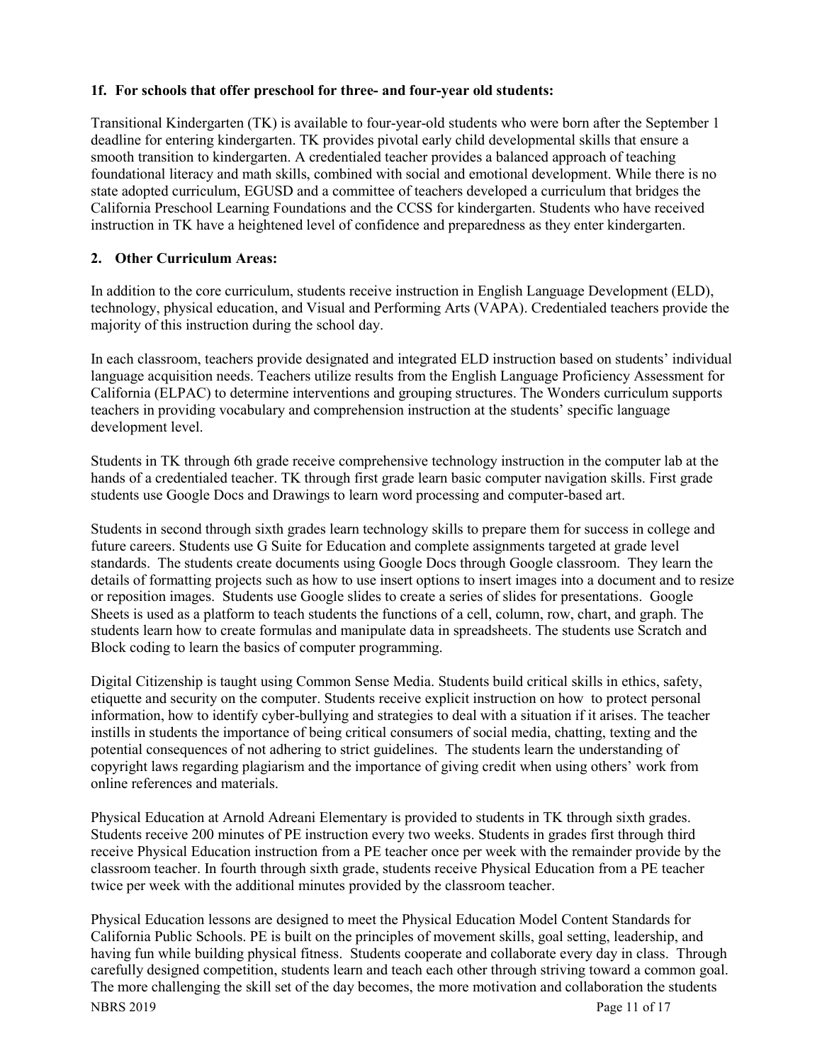**1f. For schools that offer preschool for three- and four-year old students:**

Transitional Kindergarten (TK) is available to four-year-old students who were born after the September 1 deadline for entering kindergarten. TK provides pivotal early child developmental skills that ensure a smooth transition to kindergarten. A credentialed teacher provides a balanced approach of teaching foundational literacy and math skills, combined with social and emotional development. While there is no state adopted curriculum, EGUSD and a committee of teachers developed a curriculum that bridges the California Preschool Learning Foundations and the CCSS for kindergarten. Students who have received instruction in TK have a heightened level of confidence and preparedness as they enter kindergarten.

**2. Other Curriculum Areas:**

In addition to the core curriculum, students receive instruction in English Language Development (ELD), technology, physical education, and Visual and Performing Arts (VAPA). Credentialed teachers provide the majority of this instruction during the school day.

In each classroom, teachers provide designated and integrated ELD instruction based on students' individual language acquisition needs. Teachers utilize results from the English Language Proficiency Assessment for California (ELPAC) to determine interventions and grouping structures. The Wonders curriculum supports teachers in providing vocabulary and comprehension instruction at the students' specific language development level.

Students in TK through 6th grade receive comprehensive technology instruction in the computer lab at the hands of a credentialed teacher. TK through first grade learn basic computer navigation skills. First grade students use Google Docs and Drawings to learn word processing and computer-based art.

Students in second through sixth grades learn technology skills to prepare them for success in college and future careers. Students use G Suite for Education and complete assignments targeted at grade level standards. The students create documents using Google Docs through Google classroom. They learn the details of formatting projects such as how to use insert options to insert images into a document and to resize or reposition images. Students use Google slides to create a series of slides for presentations. Google Sheets is used as a platform to teach students the functions of a cell, column, row, chart, and graph. The students learn how to create formulas and manipulate data in spreadsheets. The students use Scratch and Block coding to learn the basics of computer programming.

Digital Citizenship is taught using Common Sense Media. Students build critical skills in ethics, safety, etiquette and security on the computer. Students receive explicit instruction on how to protect personal information, how to identify cyber-bullying and strategies to deal with a situation if it arises. The teacher instills in students the importance of being critical consumers of social media, chatting, texting and the potential consequences of not adhering to strict guidelines. The students learn the understanding of copyright laws regarding plagiarism and the importance of giving credit when using others' work from online references and materials.

Physical Education at Arnold Adreani Elementary is provided to students in TK through sixth grades. Students receive 200 minutes of PE instruction every two weeks. Students in grades first through third receive Physical Education instruction from a PE teacher once per week with the remainder provide by the classroom teacher. In fourth through sixth grade, students receive Physical Education from a PE teacher twice per week with the additional minutes provided by the classroom teacher.

Physical Education lessons are designed to meet the Physical Education Model Content Standards for California Public Schools. PE is built on the principles of movement skills, goal setting, leadership, and having fun while building physical fitness. Students cooperate and collaborate every day in class. Through carefully designed competition, students learn and teach each other through striving toward a common goal. The more challenging the skill set of the day becomes, the more motivation and collaboration the students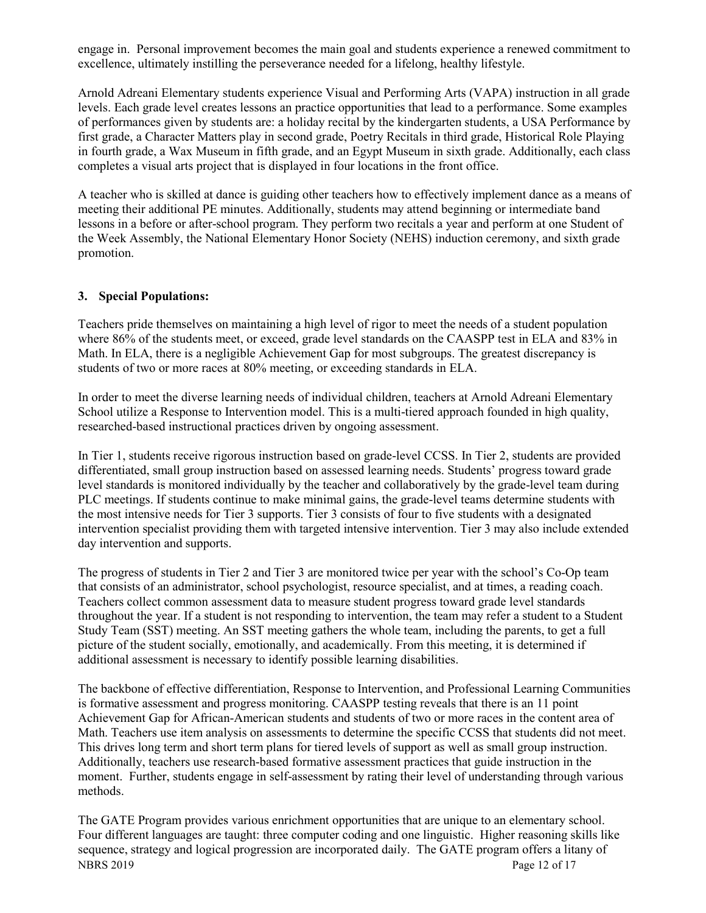engage in. Personal improvement becomes the main goal and students experience a renewed commitment to excellence, ultimately instilling the perseverance needed for a lifelong, healthy lifestyle.

Arnold Adreani Elementary students experience Visual and Performing Arts (VAPA) instruction in all grade levels. Each grade level creates lessons an practice opportunities that lead to a performance. Some examples of performances given by students are: a holiday recital by the kindergarten students, a USA Performance by first grade, a Character Matters play in second grade, Poetry Recitals in third grade, Historical Role Playing in fourth grade, a Wax Museum in fifth grade, and an Egypt Museum in sixth grade. Additionally, each class completes a visual arts project that is displayed in four locations in the front office.

A teacher who is skilled at dance is guiding other teachers how to effectively implement dance as a means of meeting their additional PE minutes. Additionally, students may attend beginning or intermediate band lessons in a before or after-school program. They perform two recitals a year and perform at one Student of the Week Assembly, the National Elementary Honor Society (NEHS) induction ceremony, and sixth grade promotion.

**3. Special Populations:**

Teachers pride themselves on maintaining a high level of rigor to meet the needs of a student population where 86% of the students meet, or exceed, grade level standards on the CAASPP test in ELA and 83% in Math. In ELA, there is a negligible Achievement Gap for most subgroups. The greatest discrepancy is students of two or more races at 80% meeting, or exceeding standards in ELA.

In order to meet the diverse learning needs of individual children, teachers at Arnold Adreani Elementary School utilize a Response to Intervention model. This is a multi-tiered approach founded in high quality, researched-based instructional practices driven by ongoing assessment.

In Tier 1, students receive rigorous instruction based on grade-level CCSS. In Tier 2, students are provided differentiated, small group instruction based on assessed learning needs. Students' progress toward grade level standards is monitored individually by the teacher and collaboratively by the grade-level team during PLC meetings. If students continue to make minimal gains, the grade-level teams determine students with the most intensive needs for Tier 3 supports. Tier 3 consists of four to five students with a designated intervention specialist providing them with targeted intensive intervention. Tier 3 may also include extended day intervention and supports.

The progress of students in Tier 2 and Tier 3 are monitored twice per year with the school's Co-Op team that consists of an administrator, school psychologist, resource specialist, and at times, a reading coach. Teachers collect common assessment data to measure student progress toward grade level standards throughout the year. If a student is not responding to intervention, the team may refer a student to a Student Study Team (SST) meeting. An SST meeting gathers the whole team, including the parents, to get a full picture of the student socially, emotionally, and academically. From this meeting, it is determined if additional assessment is necessary to identify possible learning disabilities.

The backbone of effective differentiation, Response to Intervention, and Professional Learning Communities is formative assessment and progress monitoring. CAASPP testing reveals that there is an 11 point Achievement Gap for African-American students and students of two or more races in the content area of Math. Teachers use item analysis on assessments to determine the specific CCSS that students did not meet. This drives long term and short term plans for tiered levels of support as well as small group instruction. Additionally, teachers use research-based formative assessment practices that guide instruction in the moment. Further, students engage in self-assessment by rating their level of understanding through various methods.

The GATE Program provides various enrichment opportunities that are unique to an elementary school. Four different languages are taught: three computer coding and one linguistic. Higher reasoning skills like sequence, strategy and logical progression are incorporated daily. The GATE program offers a litany of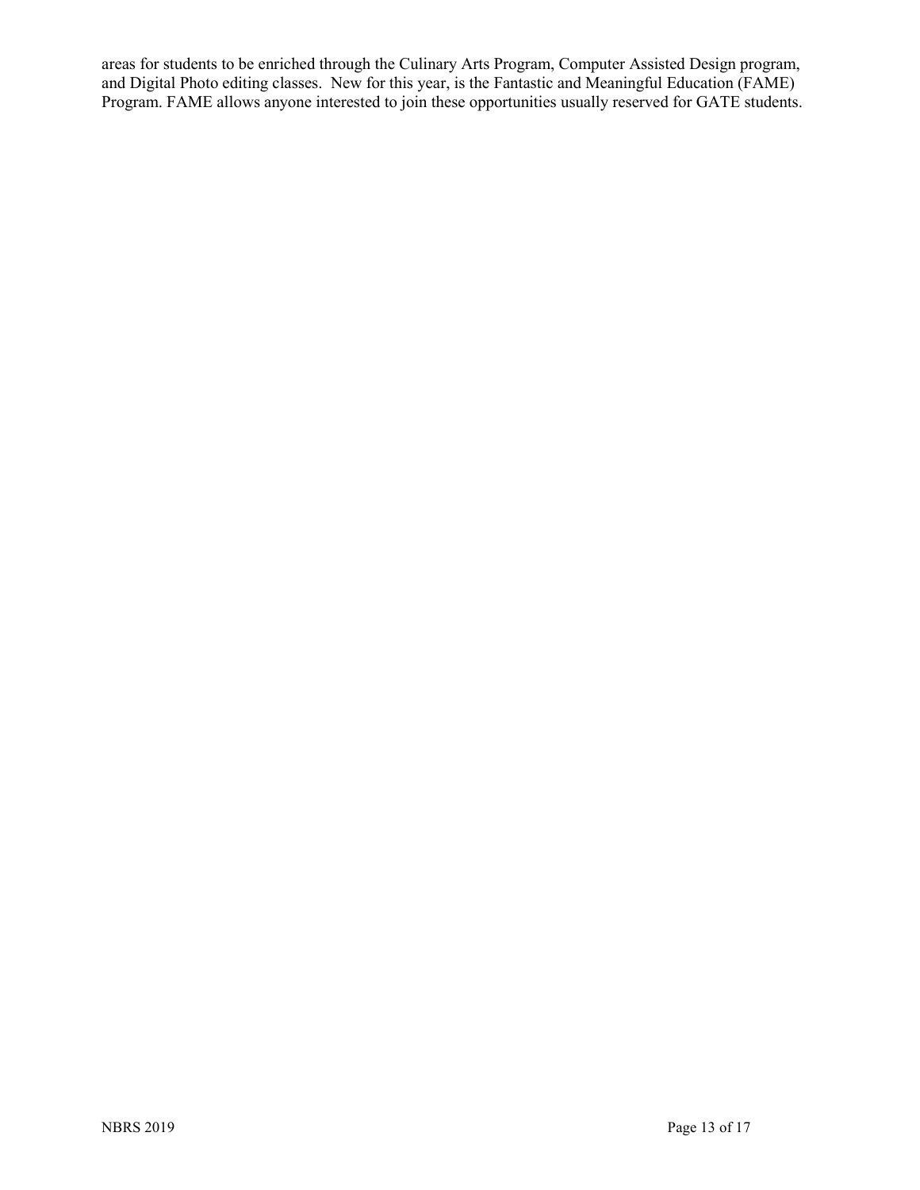areas for students to be enriched through the Culinary Arts Program, Computer Assisted Design program, and Digital Photo editing classes. New for this year, is the Fantastic and Meaningful Education (FAME) Program. FAME allows anyone interested to join these opportunities usually reserved for GATE students.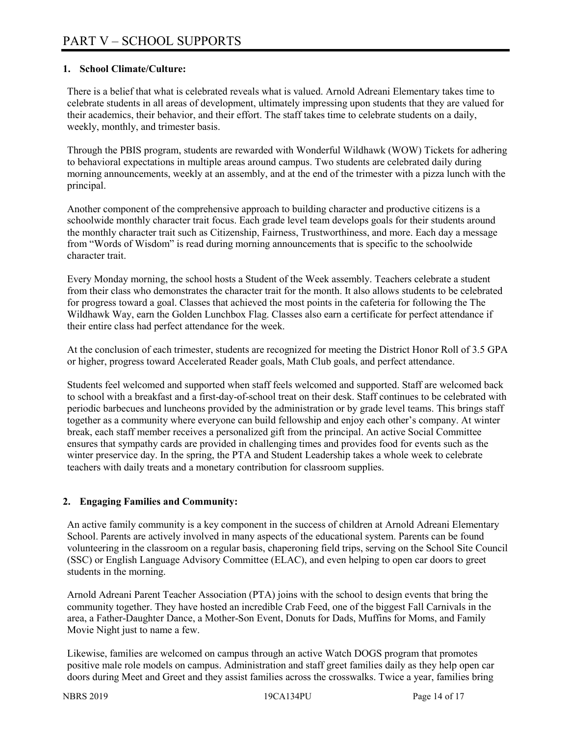# PART V – SCHOOL SUPPORTS

**1. School Climate/Culture:**

There is a belief that what is celebrated reveals what is valued. Arnold Adreani Elementary takes time to celebrate students in all areas of development, ultimately impressing upon students that they are valued for their academics, their behavior, and their effort. The staff takes time to celebrate students on a daily, weekly, monthly, and trimester basis.

Through the PBIS program, students are rewarded with Wonderful Wildhawk (WOW) Tickets for adhering to behavioral expectations in multiple areas around campus. Two students are celebrated daily during morning announcements, weekly at an assembly, and at the end of the trimester with a pizza lunch with the principal.

Another component of the comprehensive approach to building character and productive citizens is a schoolwide monthly character trait focus. Each grade level team develops goals for their students around the monthly character trait such as Citizenship, Fairness, Trustworthiness, and more. Each day a message from "Words of Wisdom" is read during morning announcements that is specific to the schoolwide character trait.

Every Monday morning, the school hosts a Student of the Week assembly. Teachers celebrate a student from their class who demonstrates the character trait for the month. It also allows students to be celebrated for progress toward a goal. Classes that achieved the most points in the cafeteria for following the The Wildhawk Way, earn the Golden Lunchbox Flag. Classes also earn a certificate for perfect attendance if their entire class had perfect attendance for the week.

At the conclusion of each trimester, students are recognized for meeting the District Honor Roll of 3.5 GPA or higher, progress toward Accelerated Reader goals, Math Club goals, and perfect attendance.

Students feel welcomed and supported when staff feels welcomed and supported. Staff are welcomed back to school with a breakfast and a first-day-of-school treat on their desk. Staff continues to be celebrated with periodic barbecues and luncheons provided by the administration or by grade level teams. This brings staff together as a community where everyone can build fellowship and enjoy each other's company. At winter break, each staff member receives a personalized gift from the principal. An active Social Committee ensures that sympathy cards are provided in challenging times and provides food for events such as the winter preservice day. In the spring, the PTA and Student Leadership takes a whole week to celebrate teachers with daily treats and a monetary contribution for classroom supplies.

**2. Engaging Families and Community:**

An active family community is a key component in the success of children at Arnold Adreani Elementary School. Parents are actively involved in many aspects of the educational system. Parents can be found volunteering in the classroom on a regular basis, chaperoning field trips, serving on the School Site Council (SSC) or English Language Advisory Committee (ELAC), and even helping to open car doors to greet students in the morning.

Arnold Adreani Parent Teacher Association (PTA) joins with the school to design events that bring the community together. They have hosted an incredible Crab Feed, one of the biggest Fall Carnivals in the area, a Father-Daughter Dance, a Mother-Son Event, Donuts for Dads, Muffins for Moms, and Family Movie Night just to name a few.

Likewise, families are welcomed on campus through an active Watch DOGS program that promotes positive male role models on campus. Administration and staff greet families daily as they help open car doors during Meet and Greet and they assist families across the crosswalks. Twice a year, families bring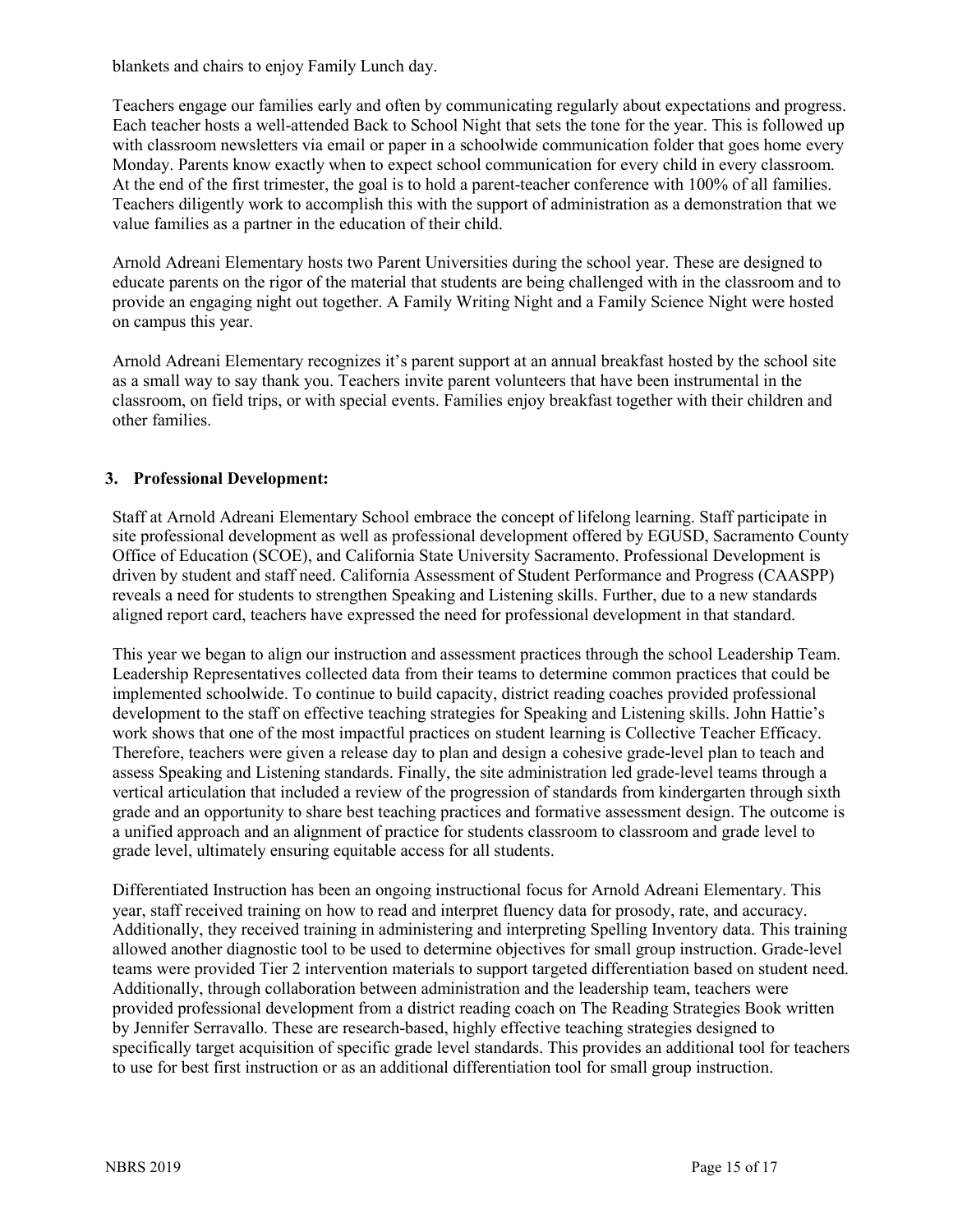blankets and chairs to enjoy Family Lunch day.

Teachers engage our families early and often by communicating regularly about expectations and progress. Each teacher hosts a well-attended Back to School Night that sets the tone for the year. This is followed up with classroom newsletters via email or paper in a schoolwide communication folder that goes home every Monday. Parents know exactly when to expect school communication for every child in every classroom. At the end of the first trimester, the goal is to hold a parent-teacher conference with 100% of all families. Teachers diligently work to accomplish this with the support of administration as a demonstration that we value families as a partner in the education of their child.

Arnold Adreani Elementary hosts two Parent Universities during the school year. These are designed to educate parents on the rigor of the material that students are being challenged with in the classroom and to provide an engaging night out together. A Family Writing Night and a Family Science Night were hosted on campus this year.

Arnold Adreani Elementary recognizes it's parent support at an annual breakfast hosted by the school site as a small way to say thank you. Teachers invite parent volunteers that have been instrumental in the classroom, on field trips, or with special events. Families enjoy breakfast together with their children and other families.

### 3. Professional Development:

Staff at Arnold Adreani Elementary School embrace the concept of lifelong learning. Staff participate in site professional development as well as professional development offered by EGUSD, Sacramento County Office of Education (SCOE), and California State University Sacramento. Professional Development is driven by student and staff need. California Assessment of Student Performance and Progress (CAASPP) reveals a need for students to strengthen Speaking and Listening skills. Further, due to a new standards aligned report card, teachers have expressed the need for professional development in that standard.

This year we began to align our instruction and assessment practices through the school Leadership Team. Leadership Representatives collected data from their teams to determine common practices that could be implemented schoolwide. To continue to build capacity, district reading coaches provided professional development to the staff on effective teaching strategies for Speaking and Listening skills. John Hattie's work shows that one of the most impactful practices on student learning is Collective Teacher Efficacy. Therefore, teachers were given a release day to plan and design a cohesive grade-level plan to teach and assess Speaking and Listening standards. Finally, the site administration led grade-level teams through a vertical articulation that included a review of the progression of standards from kindergarten through sixth grade and an opportunity to share best teaching practices and formative assessment design. The outcome is a unified approach and an alignment of practice for students classroom to classroom and grade level to grade level, ultimately ensuring equitable access for all students.

Differentiated Instruction has been an ongoing instructional focus for Arnold Adreani Elementary. This year, staff received training on how to read and interpret fluency data for prosody, rate, and accuracy. Additionally, they received training in administering and interpreting Spelling Inventory data. This training allowed another diagnostic tool to be used to determine objectives for small group instruction. Grade-level teams were provided Tier 2 intervention materials to support targeted differentiation based on student need. Additionally, through collaboration between administration and the leadership team, teachers were provided professional development from a district reading coach on The Reading Strategies Book written by Jennifer Serravallo. These are research-based, highly effective teaching strategies designed to specifically target acquisition of specific grade level standards. This provides an additional tool for teachers to use for best first instruction or as an additional differentiation tool for small group instruction.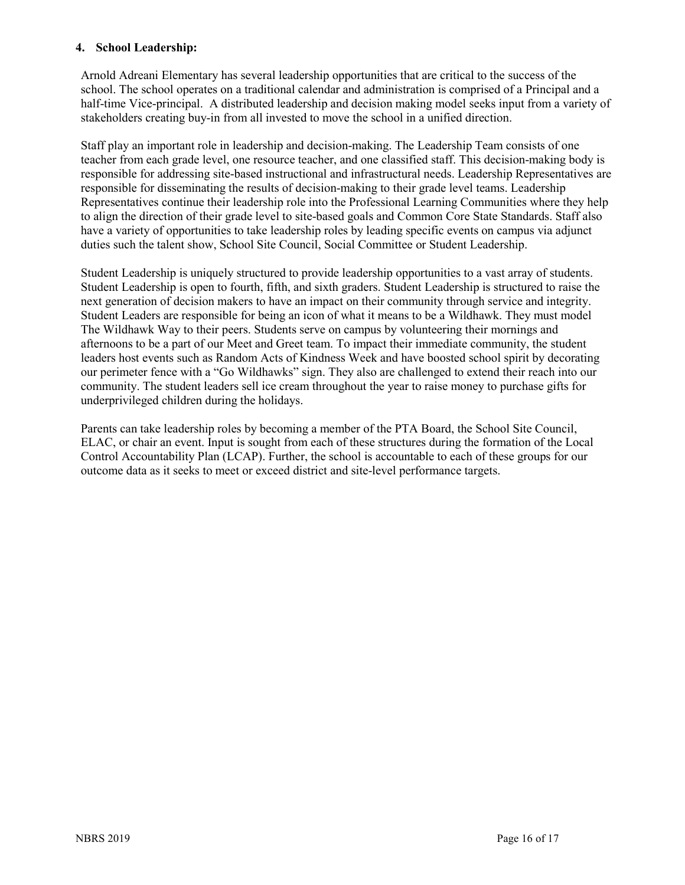**4. School Leadership:**

Arnold Adreani Elementary has several leadership opportunities that are critical to the success of the school. The school operates on a traditional calendar and administration is comprised of a Principal and a half-time Vice-principal. A distributed leadership and decision making model seeks input from a variety of stakeholders creating buy-in from all invested to move the school in a unified direction.

Staff play an important role in leadership and decision-making. The Leadership Team consists of one teacher from each grade level, one resource teacher, and one classified staff. This decision-making body is responsible for addressing site-based instructional and infrastructural needs. Leadership Representatives are responsible for disseminating the results of decision-making to their grade level teams. Leadership Representatives continue their leadership role into the Professional Learning Communities where they help to align the direction of their grade level to site-based goals and Common Core State Standards. Staff also have a variety of opportunities to take leadership roles by leading specific events on campus via adjunct duties such the talent show, School Site Council, Social Committee or Student Leadership.

Student Leadership is uniquely structured to provide leadership opportunities to a vast array of students. Student Leadership is open to fourth, fifth, and sixth graders. Student Leadership is structured to raise the next generation of decision makers to have an impact on their community through service and integrity. Student Leaders are responsible for being an icon of what it means to be a Wildhawk. They must model The Wildhawk Way to their peers. Students serve on campus by volunteering their mornings and afternoons to be a part of our Meet and Greet team. To impact their immediate community, the student leaders host events such as Random Acts of Kindness Week and have boosted school spirit by decorating our perimeter fence with a "Go Wildhawks" sign. They also are challenged to extend their reach into our community. The student leaders sell ice cream throughout the year to raise money to purchase gifts for underprivileged children during the holidays.

Parents can take leadership roles by becoming a member of the PTA Board, the School Site Council, ELAC, or chair an event. Input is sought from each of these structures during the formation of the Local Control Accountability Plan (LCAP). Further, the school is accountable to each of these groups for our outcome data as it seeks to meet or exceed district and site-level performance targets.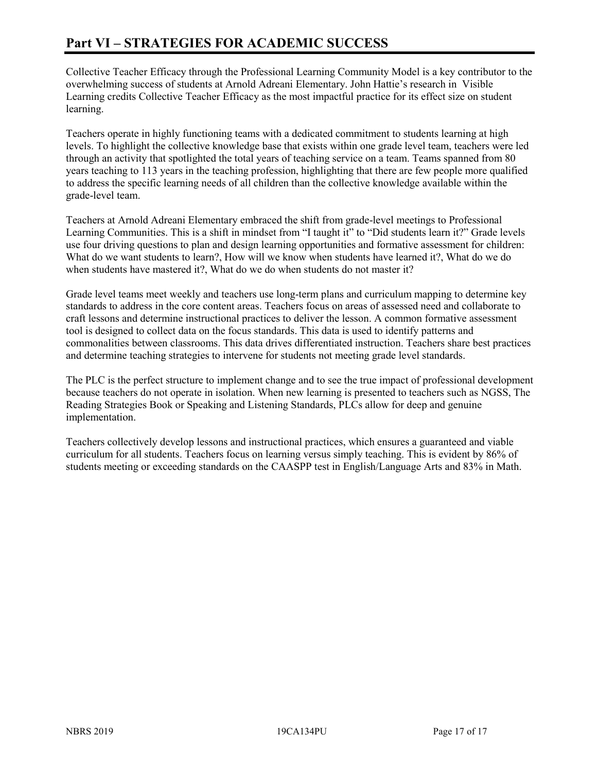## Part VI – STRATEGIES FOR ACADEMIC SUCCESS

Collective Teacher Efficacy through the Professional Learning Community Model is a key contributor to the overwhelming success of students at Arnold Adreani Elementary. John Hattie's research in Visible Learning credits Collective Teacher Efficacy as the most impactful practice for its effect size on student learning.

Teachers operate in highly functioning teams with a dedicated commitment to students learning at high levels. To highlight the collective knowledge base that exists within one grade level team, teachers were led through an activity that spotlighted the total years of teaching service on a team. Teams spanned from 80 years teaching to 113 years in the teaching profession, highlighting that there are few people more qualified to address the specific learning needs of all children than the collective knowledge available within the grade-level team.

Teachers at Arnold Adreani Elementary embraced the shift from grade-level meetings to Professional Learning Communities. This is a shift in mindset from "I taught it" to "Did students learn it?" Grade levels use four driving questions to plan and design learning opportunities and formative assessment for children: What do we want students to learn?, How will we know when students have learned it?, What do we do when students have mastered it?, What do we do when students do not master it?

Grade level teams meet weekly and teachers use long-term plans and curriculum mapping to determine key standards to address in the core content areas. Teachers focus on areas of assessed need and collaborate to craft lessons and determine instructional practices to deliver the lesson. A common formative assessment tool is designed to collect data on the focus standards. This data is used to identify patterns and commonalities between classrooms. This data drives differentiated instruction. Teachers share best practices and determine teaching strategies to intervene for students not meeting grade level standards.

The PLC is the perfect structure to implement change and to see the true impact of professional development because teachers do not operate in isolation. When new learning is presented to teachers such as NGSS, The Reading Strategies Book or Speaking and Listening Standards, PLCs allow for deep and genuine implementation.

Teachers collectively develop lessons and instructional practices, which ensures a guaranteed and viable curriculum for all students. Teachers focus on learning versus simply teaching. This is evident by 86% of students meeting or exceeding standards on the CAASPP test in English/Language Arts and 83% in Math.